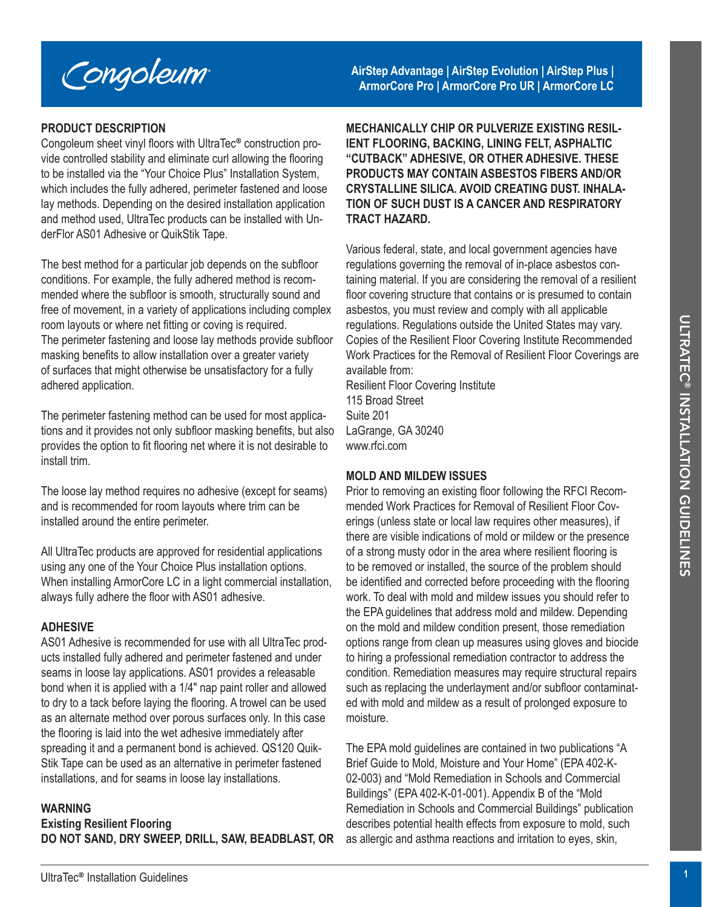Congoleum

**AirStep Advantage | AirStep Evolution | AirStep Plus | ArmorCore Pro | ArmorCore Pro UR | ArmorCore LC**

## PRODUCT DESCRIPTION

Congoleum sheet vinyl floors with UltraTec® construction provide controlled stability and eliminate curl allowing the flooring to be installed via the "Your Choice Plus" Installation System, which includes the fully adhered, perimeter fastened and loose lay methods. Depending on the desired installation application and method used, UltraTec products can be installed with UnderFlor AS01 Adhesive or QuikStik Tape.

The best method for a particular job depends on the subfloor conditions. For example, the fully adhered method is recommended where the subfloor is smooth, structurally sound and free of movement, in a variety of applications including complex room layouts or where net fitting or coving is required. The perimeter fastening and loose lay methods provide subfloor masking benefits to allow installation over a greater variety of surfaces that might otherwise be unsatisfactory for a fully adhered application.

The perimeter fastening method can be used for most applications and it provides not only subfloor masking benefits, but also provides the option to fit flooring net where it is not desirable to install trim.

The loose lay method requires no adhesive (except for seams) and is recommended for room layouts where trim can be installed around the entire perimeter.

All UltraTec products are approved for residential applications using any one of the Your Choice Plus installation options. When installing ArmorCore LC in a light commercial installation, always fully adhere the floor with AS01 adhesive.

## ADHESIVE

AS01 Adhesive is recommended for use with all UltraTec products installed fully adhered and perimeter fastened and under seams in loose lay applications. AS01 provides a releasable bond when it is applied with a 1/4" nap paint roller and allowed to dry to a tack before laying the flooring. A trowel can be used as an alternate method over porous surfaces only. In this case the flooring is laid into the wet adhesive immediately after spreading it and a permanent bond is achieved. QS120 QuikStik Tape can be used as an alternative in perimeter fastened installations, and for seams in loose lay installations.

## WARNING

**Existing Resilient Flooring**

**DO NOT SAND, DRY SWEEP, DRILL, SAW, BEADBLAST, OR MECHANICALLY CHIP OR PULVERIZE EXISTING RESILIENT FLOORING, BACKING, LINING FELT, ASPHALTIC "CUTBACK" ADHESIVE, OR OTHER ADHESIVE. THESE PRODUCTS MAY CONTAIN ASBESTOS FIBERS AND/OR CRYSTALLINE SILICA. AVOID CREATING DUST. INHALATION OF SUCH DUST IS A CANCER AND RESPIRATORY TRACT HAZARD.**

Various federal, state, and local government agencies have regulations governing the removal of in-place asbestos containing material. If you are considering the removal of a resilient floor covering structure that contains or is presumed to contain asbestos, you must review and comply with all applicable regulations. Regulations outside the United States may vary. Copies of the Resilient Floor Covering Institute Recommended Work Practices for the Removal of Resilient Floor Coverings are available from:

Resilient Floor Covering Institute
115 Broad Street
Suite 201
LaGrange, GA 30240
www.rfci.com

## MOLD AND MILDEW ISSUES

Prior to removing an existing floor following the RFCI Recommended Work Practices for Removal of Resilient Floor Coverings (unless state or local law requires other measures), if there are visible indications of mold or mildew or the presence of a strong musty odor in the area where resilient flooring is to be removed or installed, the source of the problem should be identified and corrected before proceeding with the flooring work. To deal with mold and mildew issues you should refer to the EPA guidelines that address mold and mildew. Depending on the mold and mildew condition present, those remediation options range from clean up measures using gloves and biocide to hiring a professional remediation contractor to address the condition. Remediation measures may require structural repairs such as replacing the underlayment and/or subfloor contaminated with mold and mildew as a result of prolonged exposure to moisture.

The EPA mold guidelines are contained in two publications "A Brief Guide to Mold, Moisture and Your Home" (EPA 402-K-02-003) and "Mold Remediation in Schools and Commercial Buildings" (EPA 402-K-01-001). Appendix B of the "Mold Remediation in Schools and Commercial Buildings" publication describes potential health effects from exposure to mold, such as allergic and asthma reactions and irritation to eyes, skin,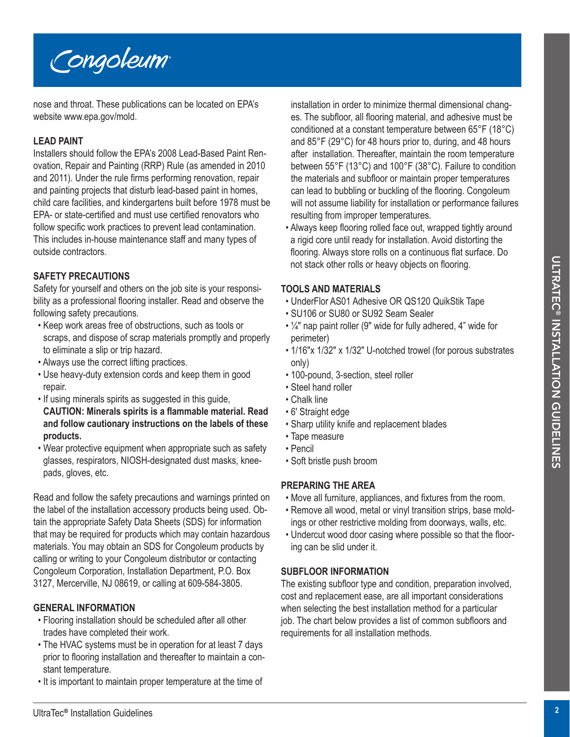nose and throat. These publications can be located on EPA's website www.epa.gov/mold.

### LEAD PAINT

Installers should follow the EPA's 2008 Lead-Based Paint Renovation, Repair and Painting (RRP) Rule (as amended in 2010 and 2011). Under the rule firms performing renovation, repair and painting projects that disturb lead-based paint in homes, child care facilities, and kindergartens built before 1978 must be EPA- or state-certified and must use certified renovators who follow specific work practices to prevent lead contamination. This includes in-house maintenance staff and many types of outside contractors.

### SAFETY PRECAUTIONS

Safety for yourself and others on the job site is your responsibility as a professional flooring installer. Read and observe the following safety precautions.

- Keep work areas free of obstructions, such as tools or scraps, and dispose of scrap materials promptly and properly to eliminate a slip or trip hazard.
- Always use the correct lifting practices.
- Use heavy-duty extension cords and keep them in good repair.
- If using minerals spirits as suggested in this guide, **CAUTION: Minerals spirits is a flammable material. Read and follow cautionary instructions on the labels of these products.**
- Wear protective equipment when appropriate such as safety glasses, respirators, NIOSH-designated dust masks, kneepads, gloves, etc.

Read and follow the safety precautions and warnings printed on the label of the installation accessory products being used. Obtain the appropriate Safety Data Sheets (SDS) for information that may be required for products which may contain hazardous materials. You may obtain an SDS for Congoleum products by calling or writing to your Congoleum distributor or contacting Congoleum Corporation, Installation Department, P.O. Box 3127, Mercerville, NJ 08619, or calling at 609-584-3805.

### GENERAL INFORMATION

- Flooring installation should be scheduled after all other trades have completed their work.
- The HVAC systems must be in operation for at least 7 days prior to flooring installation and thereafter to maintain a constant temperature.
- It is important to maintain proper temperature at the time of installation in order to minimize thermal dimensional changes. The subfloor, all flooring material, and adhesive must be conditioned at a constant temperature between 65°F (18°C) and 85°F (29°C) for 48 hours prior to, during, and 48 hours after installation. Thereafter, maintain the room temperature between 55°F (13°C) and 100°F (38°C). Failure to condition the materials and subfloor or maintain proper temperatures can lead to bubbling or buckling of the flooring. Congoleum will not assume liability for installation or performance failures resulting from improper temperatures.
- Always keep flooring rolled face out, wrapped tightly around a rigid core until ready for installation. Avoid distorting the flooring. Always store rolls on a continuous flat surface. Do not stack other rolls or heavy objects on flooring.

### TOOLS AND MATERIALS

- UnderFlor AS01 Adhesive OR QS120 QuikStik Tape
- SU106 or SU80 or SU92 Seam Sealer
- ¼" nap paint roller (9" wide for fully adhered, 4" wide for perimeter)
- 1/16"x 1/32" x 1/32" U-notched trowel (for porous substrates only)
- 100-pound, 3-section, steel roller
- Steel hand roller
- Chalk line
- 6' Straight edge
- Sharp utility knife and replacement blades
- Tape measure
- Pencil
- Soft bristle push broom

### PREPARING THE AREA

- Move all furniture, appliances, and fixtures from the room.
- Remove all wood, metal or vinyl transition strips, base moldings or other restrictive molding from doorways, walls, etc.
- Undercut wood door casing where possible so that the flooring can be slid under it.

### SUBFLOOR INFORMATION

The existing subfloor type and condition, preparation involved, cost and replacement ease, are all important considerations when selecting the best installation method for a particular job. The chart below provides a list of common subfloors and requirements for all installation methods.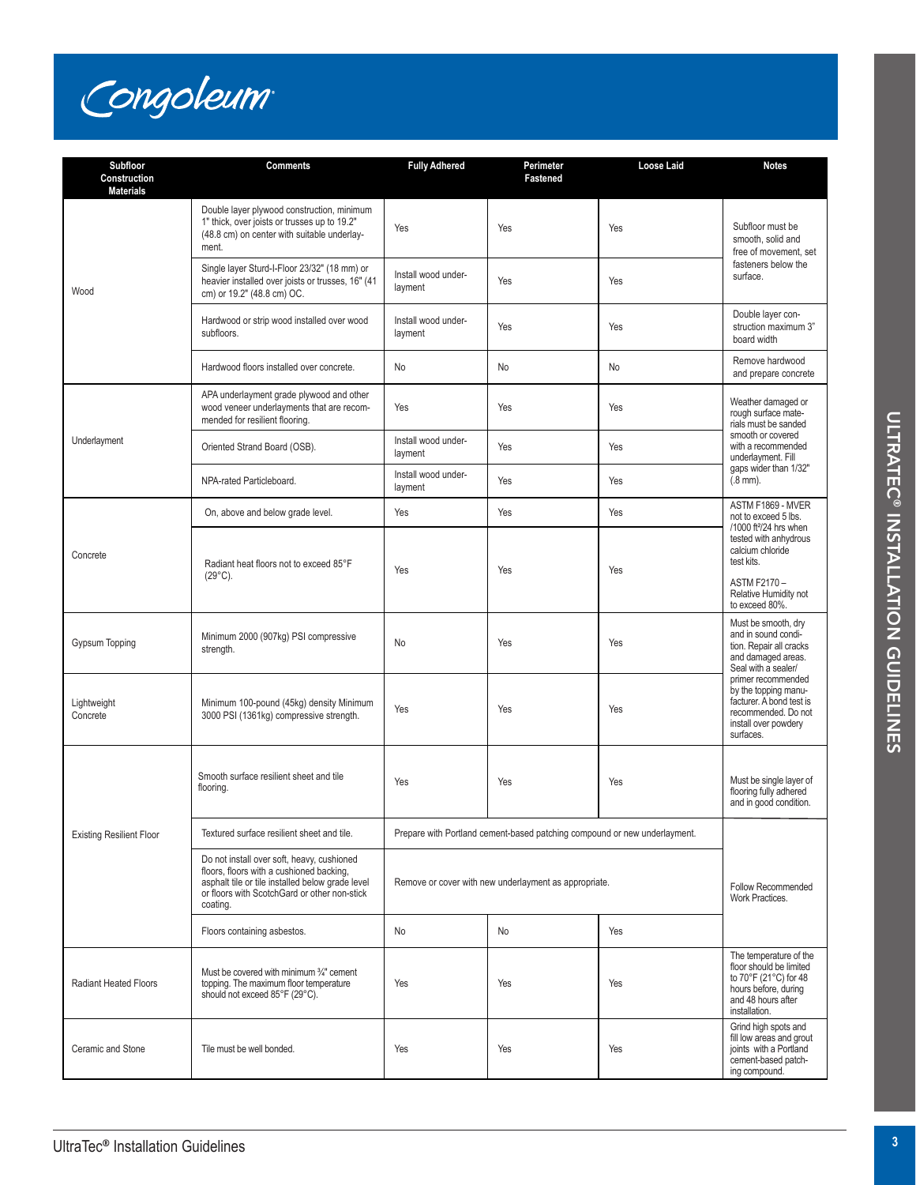| Subfloor Construction Materials | Comments | Fully Adhered | Perimeter Fastened | Loose Laid | Notes |
|---|---|---|---|---|---|
| Wood | Double layer plywood construction, minimum 1" thick, over joists or trusses up to 19.2" (48.8 cm) on center with suitable underlayment. | Yes | Yes | Yes | Subfloor must be smooth, solid and free of movement, set fasteners below the surface. |
| | Single layer Sturd-I-Floor 23/32" (18 mm) or heavier installed over joists or trusses, 16" (41 cm) or 19.2" (48.8 cm) OC. | Install wood underlayment | Yes | Yes | |
| | Hardwood or strip wood installed over wood subfloors. | Install wood underlayment | Yes | Yes | Double layer construction maximum 3" board width |
| | Hardwood floors installed over concrete. | No | No | No | Remove hardwood and prepare concrete |
| Underlayment | APA underlayment grade plywood and other wood veneer underlayments that are recommended for resilient flooring. | Yes | Yes | Yes | Weather damaged or rough surface materials must be sanded smooth or covered with a recommended underlayment. Fill gaps wider than 1/32" (.8 mm). |
| | Oriented Strand Board (OSB). | Install wood underlayment | Yes | Yes | |
| | NPA-rated Particleboard. | Install wood underlayment | Yes | Yes | |
| Concrete | On, above and below grade level. | Yes | Yes | Yes | ASTM F1869 - MVER not to exceed 5 lbs. /1000 ft²/24 hrs when tested with anhydrous calcium chloride test kits. ASTM F2170 – Relative Humidity not to exceed 80%. |
| | Radiant heat floors not to exceed 85°F (29°C). | Yes | Yes | Yes | |
| Gypsum Topping | Minimum 2000 (907kg) PSI compressive strength. | No | Yes | Yes | Must be smooth, dry and in sound condition. Repair all cracks and damaged areas. Seal with a sealer/primer recommended by the topping manufacturer. A bond test is recommended. Do not install over powdery surfaces. |
| Lightweight Concrete | Minimum 100-pound (45kg) density Minimum 3000 PSI (1361kg) compressive strength. | Yes | Yes | Yes | |
| Existing Resilient Floor | Smooth surface resilient sheet and tile flooring. | Yes | Yes | Yes | Must be single layer of flooring fully adhered and in good condition. |
| | Textured surface resilient sheet and tile. | Prepare with Portland cement-based patching compound or new underlayment. | | | Follow Recommended Work Practices. |
| | Do not install over soft, heavy, cushioned floors, floors with a cushioned backing, asphalt tile or tile installed below grade level or floors with ScotchGard or other non-stick coating. | Remove or cover with new underlayment as appropriate. | | | |
| | Floors containing asbestos. | No | No | Yes | |
| Radiant Heated Floors | Must be covered with minimum ¾" cement topping. The maximum floor temperature should not exceed 85°F (29°C). | Yes | Yes | Yes | The temperature of the floor should be limited to 70°F (21°C) for 48 hours before, during and 48 hours after installation. |
| Ceramic and Stone | Tile must be well bonded. | Yes | Yes | Yes | Grind high spots and fill low areas and grout joints with a Portland cement-based patching compound. |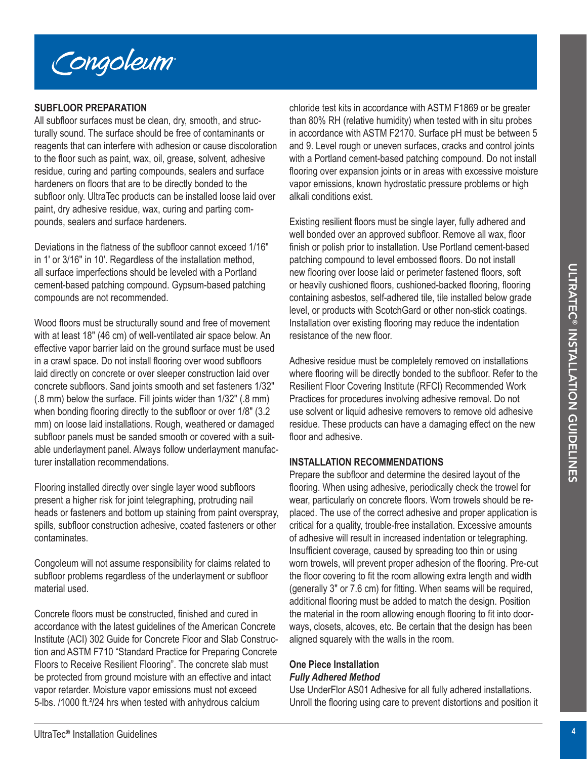## SUBFLOOR PREPARATION

All subfloor surfaces must be clean, dry, smooth, and structurally sound. The surface should be free of contaminants or reagents that can interfere with adhesion or cause discoloration to the floor such as paint, wax, oil, grease, solvent, adhesive residue, curing and parting compounds, sealers and surface hardeners on floors that are to be directly bonded to the subfloor only. UltraTec products can be installed loose laid over paint, dry adhesive residue, wax, curing and parting compounds, sealers and surface hardeners.

Deviations in the flatness of the subfloor cannot exceed 1/16" in 1' or 3/16" in 10'. Regardless of the installation method, all surface imperfections should be leveled with a Portland cement-based patching compound. Gypsum-based patching compounds are not recommended.

Wood floors must be structurally sound and free of movement with at least 18" (46 cm) of well-ventilated air space below. An effective vapor barrier laid on the ground surface must be used in a crawl space. Do not install flooring over wood subfloors laid directly on concrete or over sleeper construction laid over concrete subfloors. Sand joints smooth and set fasteners 1/32" (.8 mm) below the surface. Fill joints wider than 1/32" (.8 mm) when bonding flooring directly to the subfloor or over 1/8" (3.2 mm) on loose laid installations. Rough, weathered or damaged subfloor panels must be sanded smooth or covered with a suitable underlayment panel. Always follow underlayment manufacturer installation recommendations.

Flooring installed directly over single layer wood subfloors present a higher risk for joint telegraphing, protruding nail heads or fasteners and bottom up staining from paint overspray, spills, subfloor construction adhesive, coated fasteners or other contaminates.

Congoleum will not assume responsibility for claims related to subfloor problems regardless of the underlayment or subfloor material used.

Concrete floors must be constructed, finished and cured in accordance with the latest guidelines of the American Concrete Institute (ACI) 302 Guide for Concrete Floor and Slab Construction and ASTM F710 "Standard Practice for Preparing Concrete Floors to Receive Resilient Flooring". The concrete slab must be protected from ground moisture with an effective and intact vapor retarder. Moisture vapor emissions must not exceed 5-lbs. /1000 ft.²/24 hrs when tested with anhydrous calcium chloride test kits in accordance with ASTM F1869 or be greater than 80% RH (relative humidity) when tested with in situ probes in accordance with ASTM F2170. Surface pH must be between 5 and 9. Level rough or uneven surfaces, cracks and control joints with a Portland cement-based patching compound. Do not install flooring over expansion joints or in areas with excessive moisture vapor emissions, known hydrostatic pressure problems or high alkali conditions exist.

Existing resilient floors must be single layer, fully adhered and well bonded over an approved subfloor. Remove all wax, floor finish or polish prior to installation. Use Portland cement-based patching compound to level embossed floors. Do not install new flooring over loose laid or perimeter fastened floors, soft or heavily cushioned floors, cushioned-backed flooring, flooring containing asbestos, self-adhered tile, tile installed below grade level, or products with ScotchGard or other non-stick coatings. Installation over existing flooring may reduce the indentation resistance of the new floor.

Adhesive residue must be completely removed on installations where flooring will be directly bonded to the subfloor. Refer to the Resilient Floor Covering Institute (RFCI) Recommended Work Practices for procedures involving adhesive removal. Do not use solvent or liquid adhesive removers to remove old adhesive residue. These products can have a damaging effect on the new floor and adhesive.

## INSTALLATION RECOMMENDATIONS

Prepare the subfloor and determine the desired layout of the flooring. When using adhesive, periodically check the trowel for wear, particularly on concrete floors. Worn trowels should be replaced. The use of the correct adhesive and proper application is critical for a quality, trouble-free installation. Excessive amounts of adhesive will result in increased indentation or telegraphing. Insufficient coverage, caused by spreading too thin or using worn trowels, will prevent proper adhesion of the flooring. Pre-cut the floor covering to fit the room allowing extra length and width (generally 3" or 7.6 cm) for fitting. When seams will be required, additional flooring must be added to match the design. Position the material in the room allowing enough flooring to fit into doorways, closets, alcoves, etc. Be certain that the design has been aligned squarely with the walls in the room.

### One Piece Installation

***Fully Adhered Method***

Use UnderFlor AS01 Adhesive for all fully adhered installations. Unroll the flooring using care to prevent distortions and position it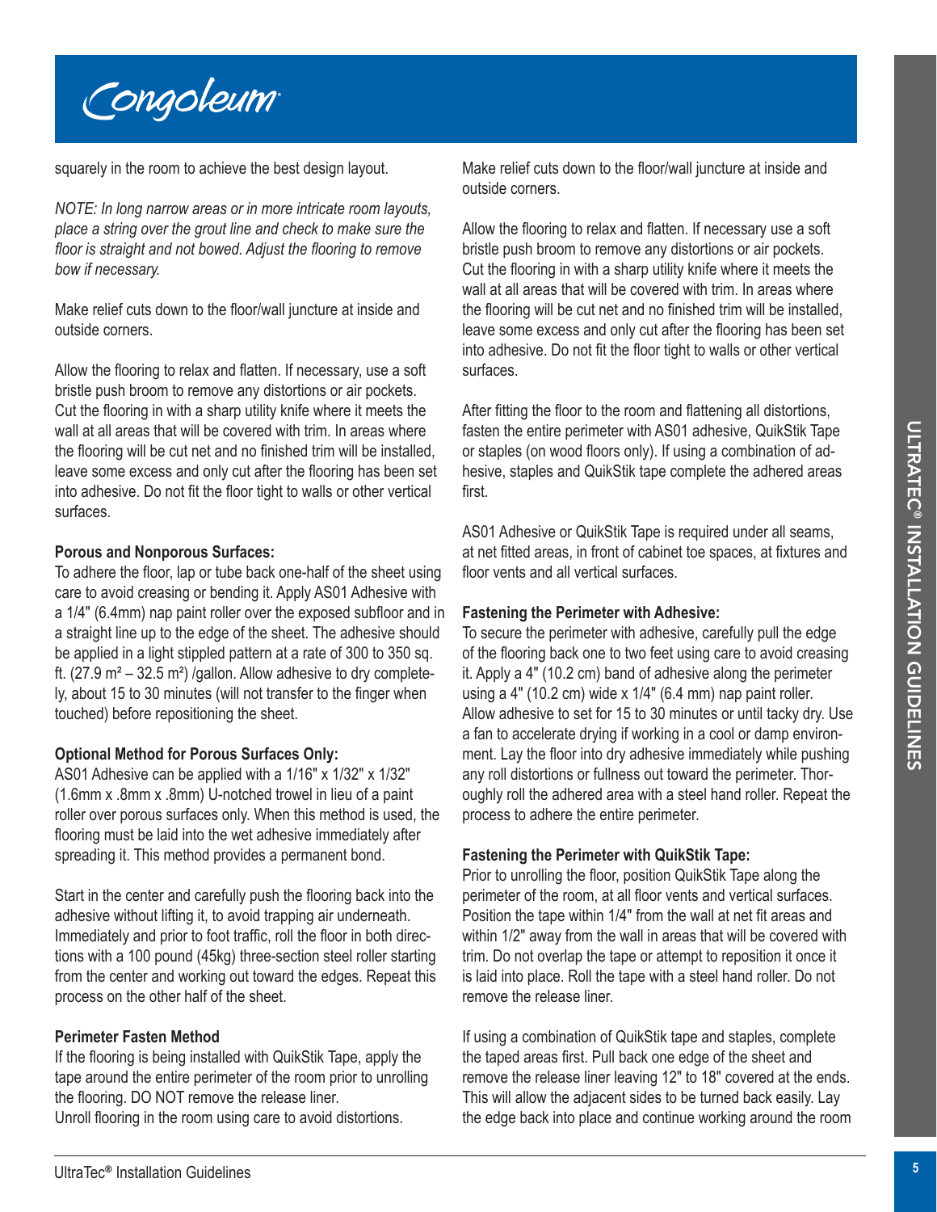squarely in the room to achieve the best design layout.

*NOTE: In long narrow areas or in more intricate room layouts, place a string over the grout line and check to make sure the floor is straight and not bowed. Adjust the flooring to remove bow if necessary.*

Make relief cuts down to the floor/wall juncture at inside and outside corners.

Allow the flooring to relax and flatten. If necessary, use a soft bristle push broom to remove any distortions or air pockets. Cut the flooring in with a sharp utility knife where it meets the wall at all areas that will be covered with trim. In areas where the flooring will be cut net and no finished trim will be installed, leave some excess and only cut after the flooring has been set into adhesive. Do not fit the floor tight to walls or other vertical surfaces.

**Porous and Nonporous Surfaces:**
To adhere the floor, lap or tube back one-half of the sheet using care to avoid creasing or bending it. Apply AS01 Adhesive with a 1/4" (6.4mm) nap paint roller over the exposed subfloor and in a straight line up to the edge of the sheet. The adhesive should be applied in a light stippled pattern at a rate of 300 to 350 sq. ft. (27.9 m² – 32.5 m²) /gallon. Allow adhesive to dry completely, about 15 to 30 minutes (will not transfer to the finger when touched) before repositioning the sheet.

**Optional Method for Porous Surfaces Only:**
AS01 Adhesive can be applied with a 1/16" x 1/32" x 1/32" (1.6mm x .8mm x .8mm) U-notched trowel in lieu of a paint roller over porous surfaces only. When this method is used, the flooring must be laid into the wet adhesive immediately after spreading it. This method provides a permanent bond.

Start in the center and carefully push the flooring back into the adhesive without lifting it, to avoid trapping air underneath. Immediately and prior to foot traffic, roll the floor in both directions with a 100 pound (45kg) three-section steel roller starting from the center and working out toward the edges. Repeat this process on the other half of the sheet.

**Perimeter Fasten Method**
If the flooring is being installed with QuikStik Tape, apply the tape around the entire perimeter of the room prior to unrolling the flooring. DO NOT remove the release liner.
Unroll flooring in the room using care to avoid distortions.

Make relief cuts down to the floor/wall juncture at inside and outside corners.

Allow the flooring to relax and flatten. If necessary use a soft bristle push broom to remove any distortions or air pockets. Cut the flooring in with a sharp utility knife where it meets the wall at all areas that will be covered with trim. In areas where the flooring will be cut net and no finished trim will be installed, leave some excess and only cut after the flooring has been set into adhesive. Do not fit the floor tight to walls or other vertical surfaces.

After fitting the floor to the room and flattening all distortions, fasten the entire perimeter with AS01 adhesive, QuikStik Tape or staples (on wood floors only). If using a combination of adhesive, staples and QuikStik tape complete the adhered areas first.

AS01 Adhesive or QuikStik Tape is required under all seams, at net fitted areas, in front of cabinet toe spaces, at fixtures and floor vents and all vertical surfaces.

**Fastening the Perimeter with Adhesive:**
To secure the perimeter with adhesive, carefully pull the edge of the flooring back one to two feet using care to avoid creasing it. Apply a 4" (10.2 cm) band of adhesive along the perimeter using a 4" (10.2 cm) wide x 1/4" (6.4 mm) nap paint roller. Allow adhesive to set for 15 to 30 minutes or until tacky dry. Use a fan to accelerate drying if working in a cool or damp environment. Lay the floor into dry adhesive immediately while pushing any roll distortions or fullness out toward the perimeter. Thoroughly roll the adhered area with a steel hand roller. Repeat the process to adhere the entire perimeter.

**Fastening the Perimeter with QuikStik Tape:**
Prior to unrolling the floor, position QuikStik Tape along the perimeter of the room, at all floor vents and vertical surfaces. Position the tape within 1/4" from the wall at net fit areas and within 1/2" away from the wall in areas that will be covered with trim. Do not overlap the tape or attempt to reposition it once it is laid into place. Roll the tape with a steel hand roller. Do not remove the release liner.

If using a combination of QuikStik tape and staples, complete the taped areas first. Pull back one edge of the sheet and remove the release liner leaving 12" to 18" covered at the ends. This will allow the adjacent sides to be turned back easily. Lay the edge back into place and continue working around the room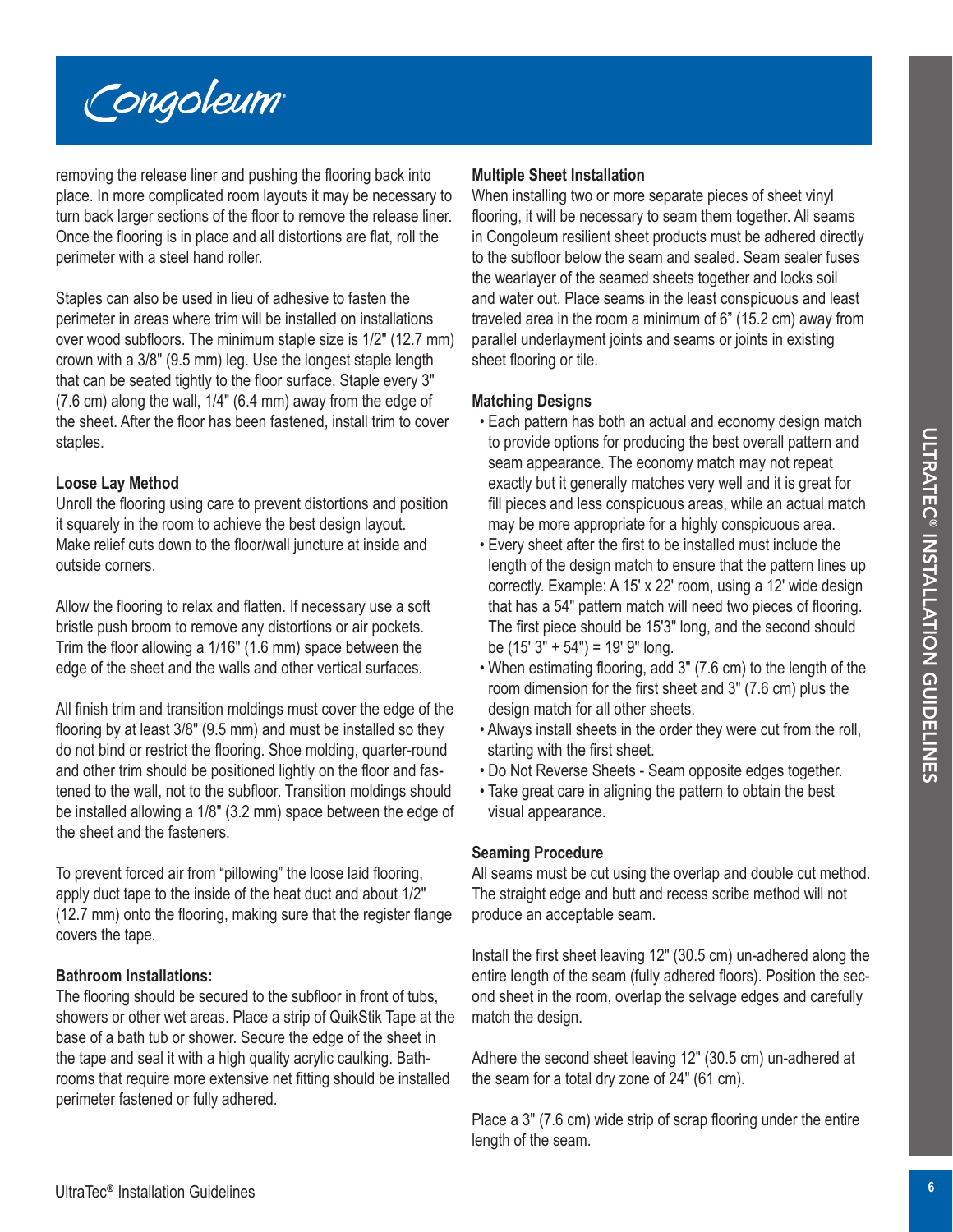removing the release liner and pushing the flooring back into place. In more complicated room layouts it may be necessary to turn back larger sections of the floor to remove the release liner. Once the flooring is in place and all distortions are flat, roll the perimeter with a steel hand roller.

Staples can also be used in lieu of adhesive to fasten the perimeter in areas where trim will be installed on installations over wood subfloors. The minimum staple size is 1/2" (12.7 mm) crown with a 3/8" (9.5 mm) leg. Use the longest staple length that can be seated tightly to the floor surface. Staple every 3" (7.6 cm) along the wall, 1/4" (6.4 mm) away from the edge of the sheet. After the floor has been fastened, install trim to cover staples.

**Loose Lay Method**

Unroll the flooring using care to prevent distortions and position it squarely in the room to achieve the best design layout. Make relief cuts down to the floor/wall juncture at inside and outside corners.

Allow the flooring to relax and flatten. If necessary use a soft bristle push broom to remove any distortions or air pockets. Trim the floor allowing a 1/16" (1.6 mm) space between the edge of the sheet and the walls and other vertical surfaces.

All finish trim and transition moldings must cover the edge of the flooring by at least 3/8" (9.5 mm) and must be installed so they do not bind or restrict the flooring. Shoe molding, quarter-round and other trim should be positioned lightly on the floor and fastened to the wall, not to the subfloor. Transition moldings should be installed allowing a 1/8" (3.2 mm) space between the edge of the sheet and the fasteners.

To prevent forced air from "pillowing" the loose laid flooring, apply duct tape to the inside of the heat duct and about 1/2" (12.7 mm) onto the flooring, making sure that the register flange covers the tape.

**Bathroom Installations:**

The flooring should be secured to the subfloor in front of tubs, showers or other wet areas. Place a strip of QuikStik Tape at the base of a bath tub or shower. Secure the edge of the sheet in the tape and seal it with a high quality acrylic caulking. Bathrooms that require more extensive net fitting should be installed perimeter fastened or fully adhered.

**Multiple Sheet Installation**

When installing two or more separate pieces of sheet vinyl flooring, it will be necessary to seam them together. All seams in Congoleum resilient sheet products must be adhered directly to the subfloor below the seam and sealed. Seam sealer fuses the wearlayer of the seamed sheets together and locks soil and water out. Place seams in the least conspicuous and least traveled area in the room a minimum of 6" (15.2 cm) away from parallel underlayment joints and seams or joints in existing sheet flooring or tile.

**Matching Designs**

- Each pattern has both an actual and economy design match to provide options for producing the best overall pattern and seam appearance. The economy match may not repeat exactly but it generally matches very well and it is great for fill pieces and less conspicuous areas, while an actual match may be more appropriate for a highly conspicuous area.
- Every sheet after the first to be installed must include the length of the design match to ensure that the pattern lines up correctly. Example: A 15' x 22' room, using a 12' wide design that has a 54" pattern match will need two pieces of flooring. The first piece should be 15'3" long, and the second should be (15' 3" + 54") = 19' 9" long.
- When estimating flooring, add 3" (7.6 cm) to the length of the room dimension for the first sheet and 3" (7.6 cm) plus the design match for all other sheets.
- Always install sheets in the order they were cut from the roll, starting with the first sheet.
- Do Not Reverse Sheets - Seam opposite edges together.
- Take great care in aligning the pattern to obtain the best visual appearance.

**Seaming Procedure**

All seams must be cut using the overlap and double cut method. The straight edge and butt and recess scribe method will not produce an acceptable seam.

Install the first sheet leaving 12" (30.5 cm) un-adhered along the entire length of the seam (fully adhered floors). Position the second sheet in the room, overlap the selvage edges and carefully match the design.

Adhere the second sheet leaving 12" (30.5 cm) un-adhered at the seam for a total dry zone of 24" (61 cm).

Place a 3" (7.6 cm) wide strip of scrap flooring under the entire length of the seam.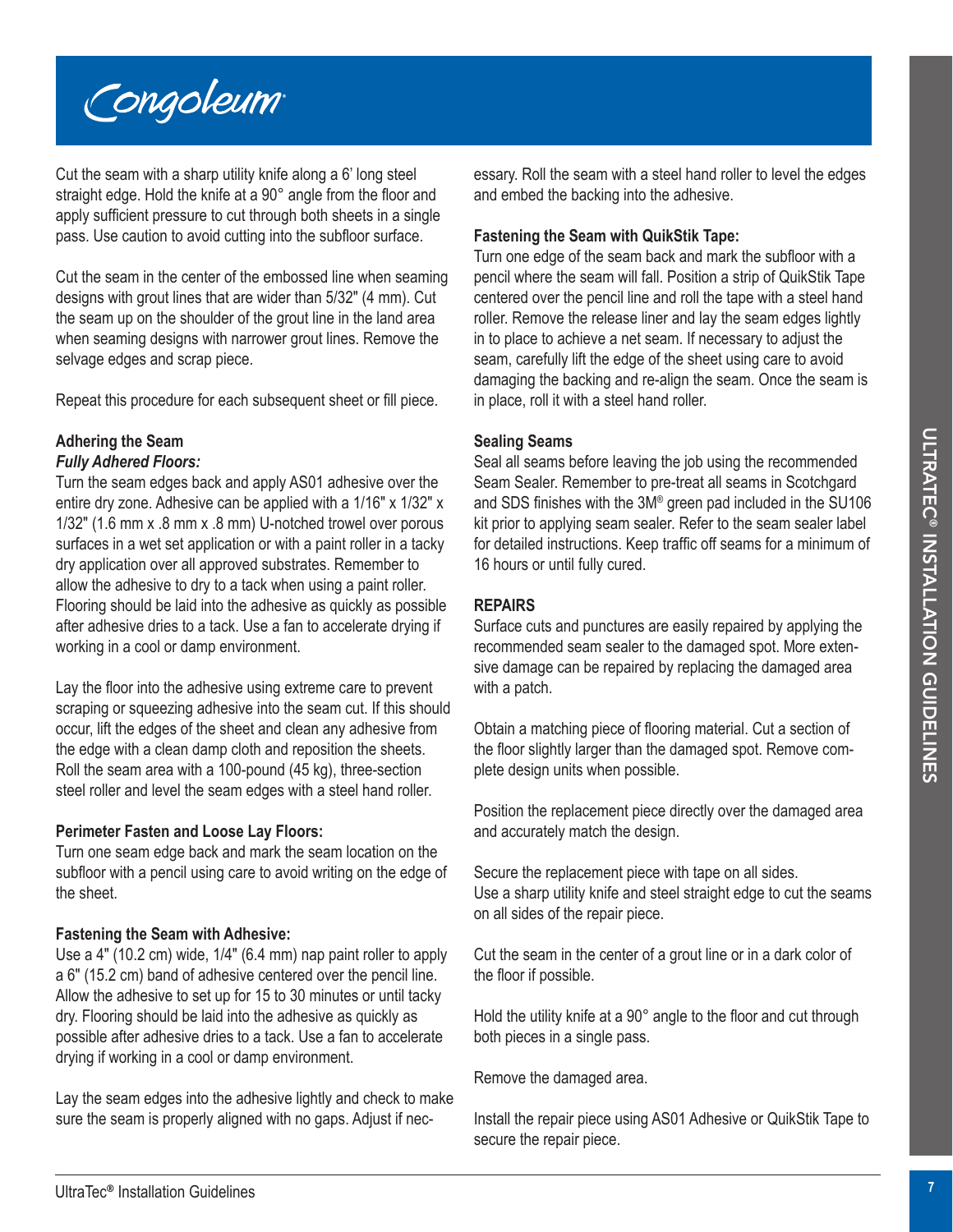Cut the seam with a sharp utility knife along a 6' long steel straight edge. Hold the knife at a 90° angle from the floor and apply sufficient pressure to cut through both sheets in a single pass. Use caution to avoid cutting into the subfloor surface.

Cut the seam in the center of the embossed line when seaming designs with grout lines that are wider than 5/32" (4 mm). Cut the seam up on the shoulder of the grout line in the land area when seaming designs with narrower grout lines. Remove the selvage edges and scrap piece.

Repeat this procedure for each subsequent sheet or fill piece.

**Adhering the Seam**

***Fully Adhered Floors:***

Turn the seam edges back and apply AS01 adhesive over the entire dry zone. Adhesive can be applied with a 1/16" x 1/32" x 1/32" (1.6 mm x .8 mm x .8 mm) U-notched trowel over porous surfaces in a wet set application or with a paint roller in a tacky dry application over all approved substrates. Remember to allow the adhesive to dry to a tack when using a paint roller. Flooring should be laid into the adhesive as quickly as possible after adhesive dries to a tack. Use a fan to accelerate drying if working in a cool or damp environment.

Lay the floor into the adhesive using extreme care to prevent scraping or squeezing adhesive into the seam cut. If this should occur, lift the edges of the sheet and clean any adhesive from the edge with a clean damp cloth and reposition the sheets. Roll the seam area with a 100-pound (45 kg), three-section steel roller and level the seam edges with a steel hand roller.

**Perimeter Fasten and Loose Lay Floors:**

Turn one seam edge back and mark the seam location on the subfloor with a pencil using care to avoid writing on the edge of the sheet.

**Fastening the Seam with Adhesive:**

Use a 4" (10.2 cm) wide, 1/4" (6.4 mm) nap paint roller to apply a 6" (15.2 cm) band of adhesive centered over the pencil line. Allow the adhesive to set up for 15 to 30 minutes or until tacky dry. Flooring should be laid into the adhesive as quickly as possible after adhesive dries to a tack. Use a fan to accelerate drying if working in a cool or damp environment.

Lay the seam edges into the adhesive lightly and check to make sure the seam is properly aligned with no gaps. Adjust if necessary. Roll the seam with a steel hand roller to level the edges and embed the backing into the adhesive.

**Fastening the Seam with QuikStik Tape:**

Turn one edge of the seam back and mark the subfloor with a pencil where the seam will fall. Position a strip of QuikStik Tape centered over the pencil line and roll the tape with a steel hand roller. Remove the release liner and lay the seam edges lightly in to place to achieve a net seam. If necessary to adjust the seam, carefully lift the edge of the sheet using care to avoid damaging the backing and re-align the seam. Once the seam is in place, roll it with a steel hand roller.

**Sealing Seams**

Seal all seams before leaving the job using the recommended Seam Sealer. Remember to pre-treat all seams in Scotchgard and SDS finishes with the 3M® green pad included in the SU106 kit prior to applying seam sealer. Refer to the seam sealer label for detailed instructions. Keep traffic off seams for a minimum of 16 hours or until fully cured.

**REPAIRS**

Surface cuts and punctures are easily repaired by applying the recommended seam sealer to the damaged spot. More extensive damage can be repaired by replacing the damaged area with a patch.

Obtain a matching piece of flooring material. Cut a section of the floor slightly larger than the damaged spot. Remove complete design units when possible.

Position the replacement piece directly over the damaged area and accurately match the design.

Secure the replacement piece with tape on all sides.
Use a sharp utility knife and steel straight edge to cut the seams on all sides of the repair piece.

Cut the seam in the center of a grout line or in a dark color of the floor if possible.

Hold the utility knife at a 90° angle to the floor and cut through both pieces in a single pass.

Remove the damaged area.

Install the repair piece using AS01 Adhesive or QuikStik Tape to secure the repair piece.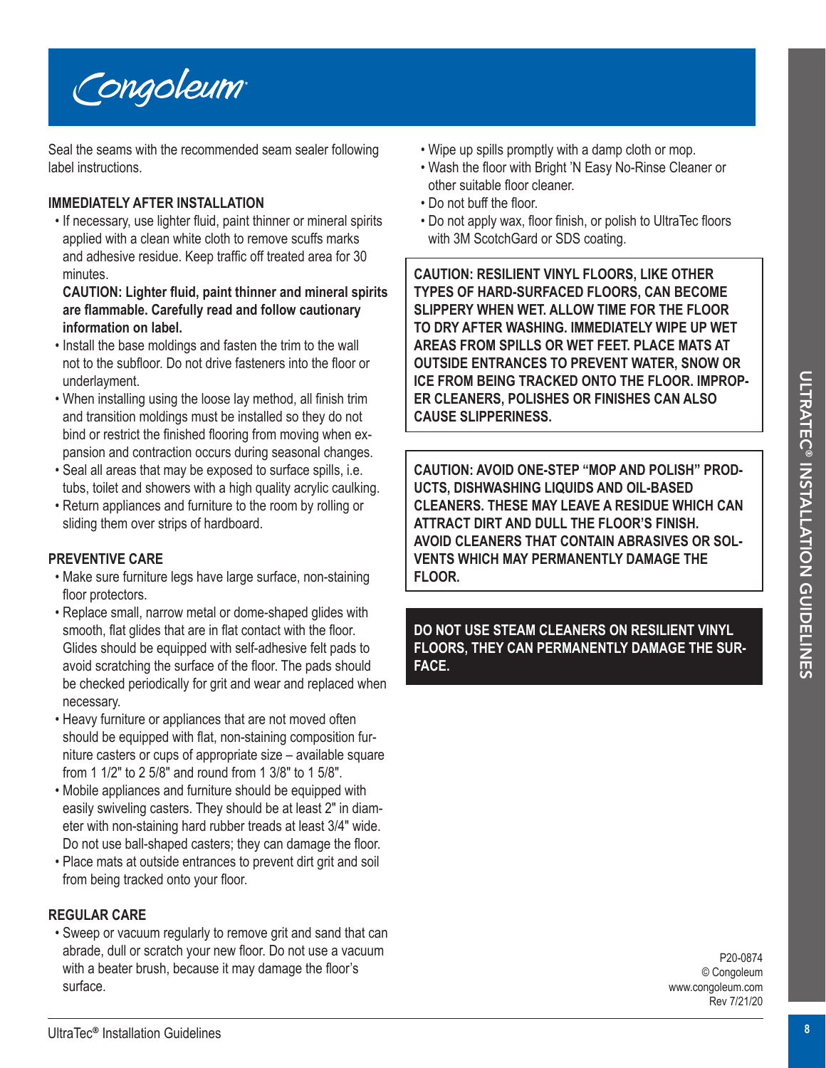Seal the seams with the recommended seam sealer following label instructions.

### IMMEDIATELY AFTER INSTALLATION

- If necessary, use lighter fluid, paint thinner or mineral spirits applied with a clean white cloth to remove scuffs marks and adhesive residue. Keep traffic off treated area for 30 minutes.

  **CAUTION: Lighter fluid, paint thinner and mineral spirits are flammable. Carefully read and follow cautionary information on label.**
- Install the base moldings and fasten the trim to the wall not to the subfloor. Do not drive fasteners into the floor or underlayment.
- When installing using the loose lay method, all finish trim and transition moldings must be installed so they do not bind or restrict the finished flooring from moving when expansion and contraction occurs during seasonal changes.
- Seal all areas that may be exposed to surface spills, i.e. tubs, toilet and showers with a high quality acrylic caulking.
- Return appliances and furniture to the room by rolling or sliding them over strips of hardboard.

### PREVENTIVE CARE

- Make sure furniture legs have large surface, non-staining floor protectors.
- Replace small, narrow metal or dome-shaped glides with smooth, flat glides that are in flat contact with the floor. Glides should be equipped with self-adhesive felt pads to avoid scratching the surface of the floor. The pads should be checked periodically for grit and wear and replaced when necessary.
- Heavy furniture or appliances that are not moved often should be equipped with flat, non-staining composition furniture casters or cups of appropriate size – available square from 1 1/2" to 2 5/8" and round from 1 3/8" to 1 5/8".
- Mobile appliances and furniture should be equipped with easily swiveling casters. They should be at least 2" in diameter with non-staining hard rubber treads at least 3/4" wide. Do not use ball-shaped casters; they can damage the floor.
- Place mats at outside entrances to prevent dirt grit and soil from being tracked onto your floor.

### REGULAR CARE

- Sweep or vacuum regularly to remove grit and sand that can abrade, dull or scratch your new floor. Do not use a vacuum with a beater brush, because it may damage the floor's surface.
- Wipe up spills promptly with a damp cloth or mop.
- Wash the floor with Bright 'N Easy No-Rinse Cleaner or other suitable floor cleaner.
- Do not buff the floor.
- Do not apply wax, floor finish, or polish to UltraTec floors with 3M ScotchGard or SDS coating.

**CAUTION: RESILIENT VINYL FLOORS, LIKE OTHER TYPES OF HARD-SURFACED FLOORS, CAN BECOME SLIPPERY WHEN WET. ALLOW TIME FOR THE FLOOR TO DRY AFTER WASHING. IMMEDIATELY WIPE UP WET AREAS FROM SPILLS OR WET FEET. PLACE MATS AT OUTSIDE ENTRANCES TO PREVENT WATER, SNOW OR ICE FROM BEING TRACKED ONTO THE FLOOR. IMPROPER CLEANERS, POLISHES OR FINISHES CAN ALSO CAUSE SLIPPERINESS.**

**CAUTION: AVOID ONE-STEP "MOP AND POLISH" PRODUCTS, DISHWASHING LIQUIDS AND OIL-BASED CLEANERS. THESE MAY LEAVE A RESIDUE WHICH CAN ATTRACT DIRT AND DULL THE FLOOR'S FINISH. AVOID CLEANERS THAT CONTAIN ABRASIVES OR SOLVENTS WHICH MAY PERMANENTLY DAMAGE THE FLOOR.**

**DO NOT USE STEAM CLEANERS ON RESILIENT VINYL FLOORS, THEY CAN PERMANENTLY DAMAGE THE SURFACE.**

P20-0874
© Congoleum
www.congoleum.com
Rev 7/21/20